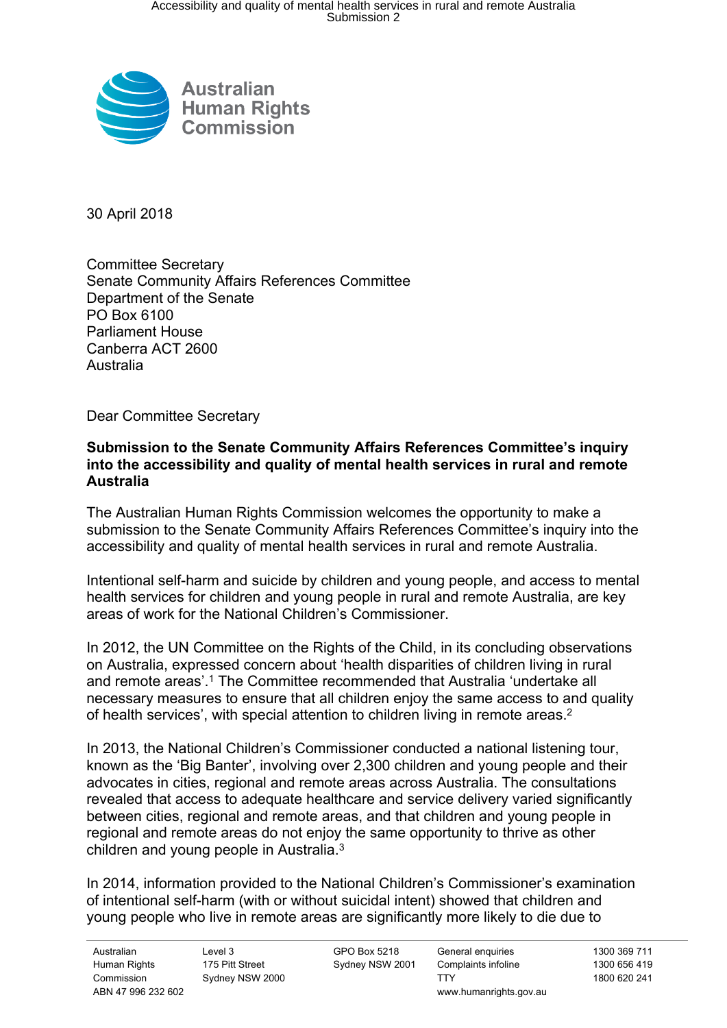Australian Human Rights Commission

30 April 2018

Committee Secretary
Senate Community Affairs References Committee
Department of the Senate
PO Box 6100
Parliament House
Canberra ACT 2600
Australia

Dear Committee Secretary

**Submission to the Senate Community Affairs References Committee's inquiry into the accessibility and quality of mental health services in rural and remote Australia**

The Australian Human Rights Commission welcomes the opportunity to make a submission to the Senate Community Affairs References Committee's inquiry into the accessibility and quality of mental health services in rural and remote Australia.

Intentional self-harm and suicide by children and young people, and access to mental health services for children and young people in rural and remote Australia, are key areas of work for the National Children's Commissioner.

In 2012, the UN Committee on the Rights of the Child, in its concluding observations on Australia, expressed concern about 'health disparities of children living in rural and remote areas'.[1] The Committee recommended that Australia 'undertake all necessary measures to ensure that all children enjoy the same access to and quality of health services', with special attention to children living in remote areas.[2]

In 2013, the National Children's Commissioner conducted a national listening tour, known as the 'Big Banter', involving over 2,300 children and young people and their advocates in cities, regional and remote areas across Australia. The consultations revealed that access to adequate healthcare and service delivery varied significantly between cities, regional and remote areas, and that children and young people in regional and remote areas do not enjoy the same opportunity to thrive as other children and young people in Australia.[3]

In 2014, information provided to the National Children's Commissioner's examination of intentional self-harm (with or without suicidal intent) showed that children and young people who live in remote areas are significantly more likely to die due to

| Australian Human Rights Commission ABN 47 996 232 602 | Level 3 175 Pitt Street Sydney NSW 2000 | GPO Box 5218 Sydney NSW 2001 | General enquiries Complaints infoline TTY www.humanrights.gov.au | 1300 369 711 1300 656 419 1800 620 241 |
|---|---|---|---|---|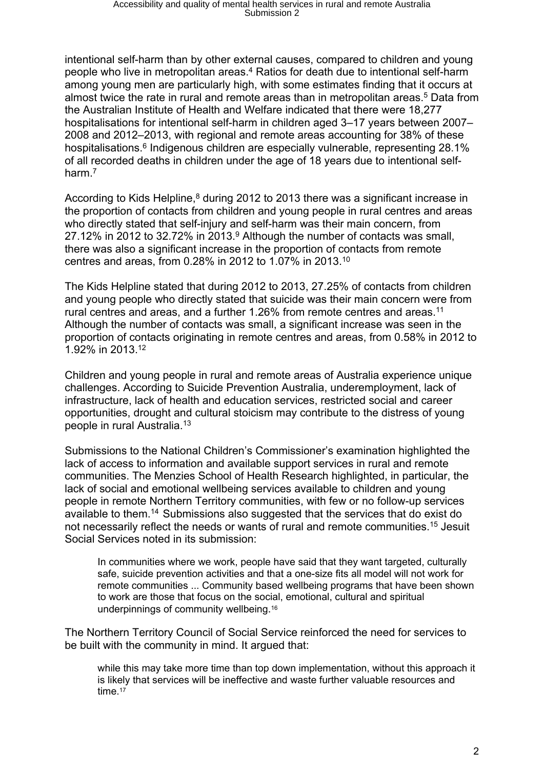intentional self-harm than by other external causes, compared to children and young people who live in metropolitan areas.[4] Ratios for death due to intentional self-harm among young men are particularly high, with some estimates finding that it occurs at almost twice the rate in rural and remote areas than in metropolitan areas.[5] Data from the Australian Institute of Health and Welfare indicated that there were 18,277 hospitalisations for intentional self-harm in children aged 3–17 years between 2007–2008 and 2012–2013, with regional and remote areas accounting for 38% of these hospitalisations.[6] Indigenous children are especially vulnerable, representing 28.1% of all recorded deaths in children under the age of 18 years due to intentional self-harm.[7]

According to Kids Helpline,[8] during 2012 to 2013 there was a significant increase in the proportion of contacts from children and young people in rural centres and areas who directly stated that self-injury and self-harm was their main concern, from 27.12% in 2012 to 32.72% in 2013.[9] Although the number of contacts was small, there was also a significant increase in the proportion of contacts from remote centres and areas, from 0.28% in 2012 to 1.07% in 2013.[10]

The Kids Helpline stated that during 2012 to 2013, 27.25% of contacts from children and young people who directly stated that suicide was their main concern were from rural centres and areas, and a further 1.26% from remote centres and areas.[11] Although the number of contacts was small, a significant increase was seen in the proportion of contacts originating in remote centres and areas, from 0.58% in 2012 to 1.92% in 2013.[12]

Children and young people in rural and remote areas of Australia experience unique challenges. According to Suicide Prevention Australia, underemployment, lack of infrastructure, lack of health and education services, restricted social and career opportunities, drought and cultural stoicism may contribute to the distress of young people in rural Australia.[13]

Submissions to the National Children's Commissioner's examination highlighted the lack of access to information and available support services in rural and remote communities. The Menzies School of Health Research highlighted, in particular, the lack of social and emotional wellbeing services available to children and young people in remote Northern Territory communities, with few or no follow-up services available to them.[14] Submissions also suggested that the services that do exist do not necessarily reflect the needs or wants of rural and remote communities.[15] Jesuit Social Services noted in its submission:

> In communities where we work, people have said that they want targeted, culturally safe, suicide prevention activities and that a one-size fits all model will not work for remote communities ... Community based wellbeing programs that have been shown to work are those that focus on the social, emotional, cultural and spiritual underpinnings of community wellbeing.[16]

The Northern Territory Council of Social Service reinforced the need for services to be built with the community in mind. It argued that:

> while this may take more time than top down implementation, without this approach it is likely that services will be ineffective and waste further valuable resources and time.[17]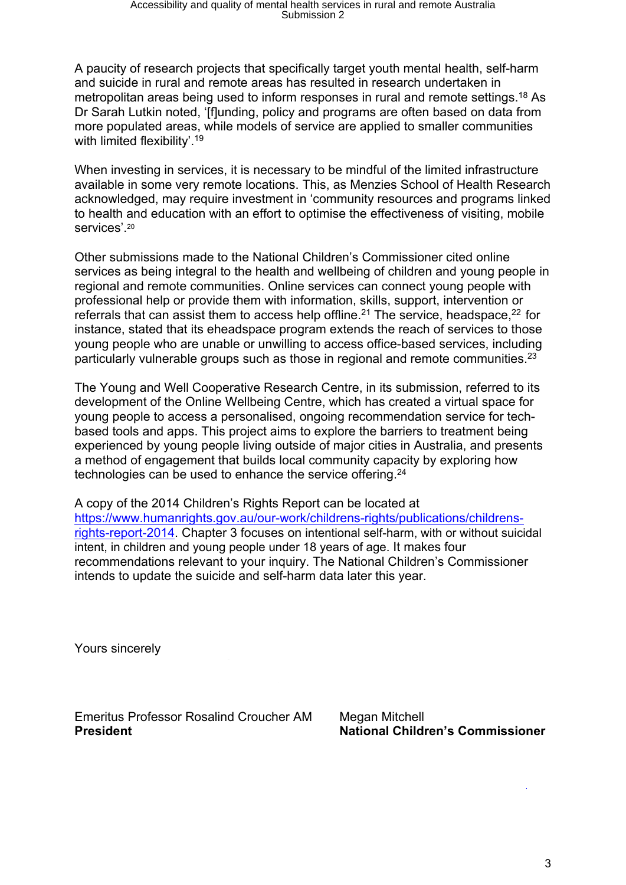A paucity of research projects that specifically target youth mental health, self-harm and suicide in rural and remote areas has resulted in research undertaken in metropolitan areas being used to inform responses in rural and remote settings.[18] As Dr Sarah Lutkin noted, '[f]unding, policy and programs are often based on data from more populated areas, while models of service are applied to smaller communities with limited flexibility'.[19]

When investing in services, it is necessary to be mindful of the limited infrastructure available in some very remote locations. This, as Menzies School of Health Research acknowledged, may require investment in 'community resources and programs linked to health and education with an effort to optimise the effectiveness of visiting, mobile services'.[20]

Other submissions made to the National Children's Commissioner cited online services as being integral to the health and wellbeing of children and young people in regional and remote communities. Online services can connect young people with professional help or provide them with information, skills, support, intervention or referrals that can assist them to access help offline.[21] The service, headspace,[22] for instance, stated that its eheadspace program extends the reach of services to those young people who are unable or unwilling to access office-based services, including particularly vulnerable groups such as those in regional and remote communities.[23]

The Young and Well Cooperative Research Centre, in its submission, referred to its development of the Online Wellbeing Centre, which has created a virtual space for young people to access a personalised, ongoing recommendation service for tech-based tools and apps. This project aims to explore the barriers to treatment being experienced by young people living outside of major cities in Australia, and presents a method of engagement that builds local community capacity by exploring how technologies can be used to enhance the service offering.[24]

A copy of the 2014 Children's Rights Report can be located at [https://www.humanrights.gov.au/our-work/childrens-rights/publications/childrens-rights-report-2014](https://www.humanrights.gov.au/our-work/childrens-rights/publications/childrens-rights-report-2014). Chapter 3 focuses on intentional self-harm, with or without suicidal intent, in children and young people under 18 years of age. It makes four recommendations relevant to your inquiry. The National Children's Commissioner intends to update the suicide and self-harm data later this year.

Yours sincerely

Emeritus Professor Rosalind Croucher AM
**President**

Megan Mitchell
**National Children's Commissioner**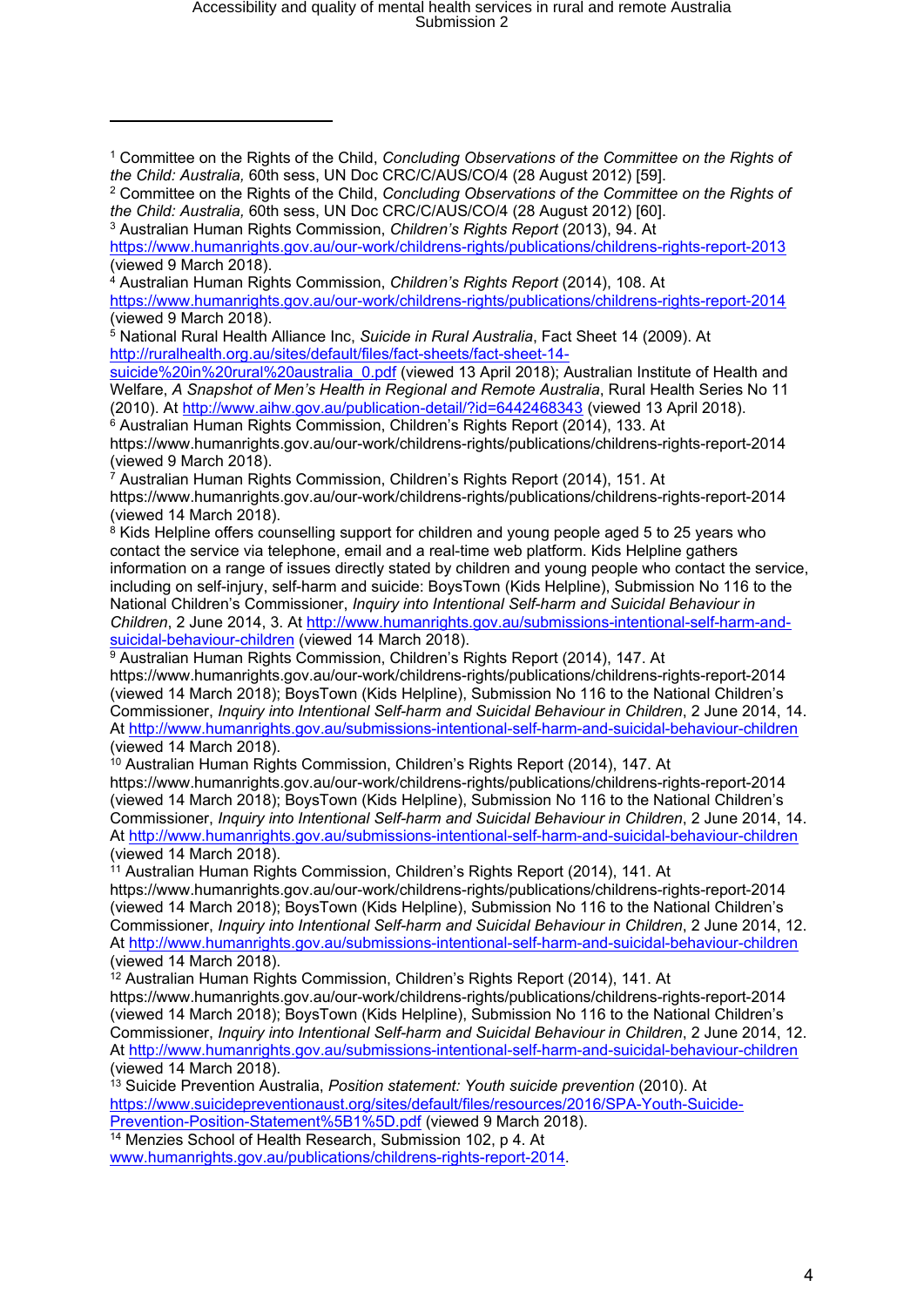---

[1] Committee on the Rights of the Child, *Concluding Observations of the Committee on the Rights of the Child: Australia,* 60th sess, UN Doc CRC/C/AUS/CO/4 (28 August 2012) [59].

[2] Committee on the Rights of the Child, *Concluding Observations of the Committee on the Rights of the Child: Australia,* 60th sess, UN Doc CRC/C/AUS/CO/4 (28 August 2012) [60].

[3] Australian Human Rights Commission, *Children's Rights Report* (2013), 94. At https://www.humanrights.gov.au/our-work/childrens-rights/publications/childrens-rights-report-2013 (viewed 9 March 2018).

[4] Australian Human Rights Commission, *Children's Rights Report* (2014), 108. At https://www.humanrights.gov.au/our-work/childrens-rights/publications/childrens-rights-report-2014 (viewed 9 March 2018).

[5] National Rural Health Alliance Inc, *Suicide in Rural Australia*, Fact Sheet 14 (2009). At http://ruralhealth.org.au/sites/default/files/fact-sheets/fact-sheet-14-suicide%20in%20rural%20australia_0.pdf (viewed 13 April 2018); Australian Institute of Health and Welfare, *A Snapshot of Men's Health in Regional and Remote Australia*, Rural Health Series No 11 (2010). At http://www.aihw.gov.au/publication-detail/?id=6442468343 (viewed 13 April 2018).

[6] Australian Human Rights Commission, Children's Rights Report (2014), 133. At https://www.humanrights.gov.au/our-work/childrens-rights/publications/childrens-rights-report-2014 (viewed 9 March 2018).

[7] Australian Human Rights Commission, Children's Rights Report (2014), 151. At https://www.humanrights.gov.au/our-work/childrens-rights/publications/childrens-rights-report-2014 (viewed 14 March 2018).

[8] Kids Helpline offers counselling support for children and young people aged 5 to 25 years who contact the service via telephone, email and a real-time web platform. Kids Helpline gathers information on a range of issues directly stated by children and young people who contact the service, including on self-injury, self-harm and suicide: BoysTown (Kids Helpline), Submission No 116 to the National Children's Commissioner, *Inquiry into Intentional Self-harm and Suicidal Behaviour in Children*, 2 June 2014, 3. At http://www.humanrights.gov.au/submissions-intentional-self-harm-and-suicidal-behaviour-children (viewed 14 March 2018).

[9] Australian Human Rights Commission, Children's Rights Report (2014), 147. At https://www.humanrights.gov.au/our-work/childrens-rights/publications/childrens-rights-report-2014 (viewed 14 March 2018); BoysTown (Kids Helpline), Submission No 116 to the National Children's Commissioner, *Inquiry into Intentional Self-harm and Suicidal Behaviour in Children*, 2 June 2014, 14. At http://www.humanrights.gov.au/submissions-intentional-self-harm-and-suicidal-behaviour-children (viewed 14 March 2018).

[10] Australian Human Rights Commission, Children's Rights Report (2014), 147. At https://www.humanrights.gov.au/our-work/childrens-rights/publications/childrens-rights-report-2014 (viewed 14 March 2018); BoysTown (Kids Helpline), Submission No 116 to the National Children's Commissioner, *Inquiry into Intentional Self-harm and Suicidal Behaviour in Children*, 2 June 2014, 14. At http://www.humanrights.gov.au/submissions-intentional-self-harm-and-suicidal-behaviour-children (viewed 14 March 2018).

[11] Australian Human Rights Commission, Children's Rights Report (2014), 141. At https://www.humanrights.gov.au/our-work/childrens-rights/publications/childrens-rights-report-2014 (viewed 14 March 2018); BoysTown (Kids Helpline), Submission No 116 to the National Children's Commissioner, *Inquiry into Intentional Self-harm and Suicidal Behaviour in Children*, 2 June 2014, 12. At http://www.humanrights.gov.au/submissions-intentional-self-harm-and-suicidal-behaviour-children (viewed 14 March 2018).

[12] Australian Human Rights Commission, Children's Rights Report (2014), 141. At https://www.humanrights.gov.au/our-work/childrens-rights/publications/childrens-rights-report-2014 (viewed 14 March 2018); BoysTown (Kids Helpline), Submission No 116 to the National Children's Commissioner, *Inquiry into Intentional Self-harm and Suicidal Behaviour in Children*, 2 June 2014, 12. At http://www.humanrights.gov.au/submissions-intentional-self-harm-and-suicidal-behaviour-children (viewed 14 March 2018).

[13] Suicide Prevention Australia, *Position statement: Youth suicide prevention* (2010). At https://www.suicidepreventionaust.org/sites/default/files/resources/2016/SPA-Youth-Suicide-Prevention-Position-Statement%5B1%5D.pdf (viewed 9 March 2018).

[14] Menzies School of Health Research, Submission 102, p 4. At www.humanrights.gov.au/publications/childrens-rights-report-2014.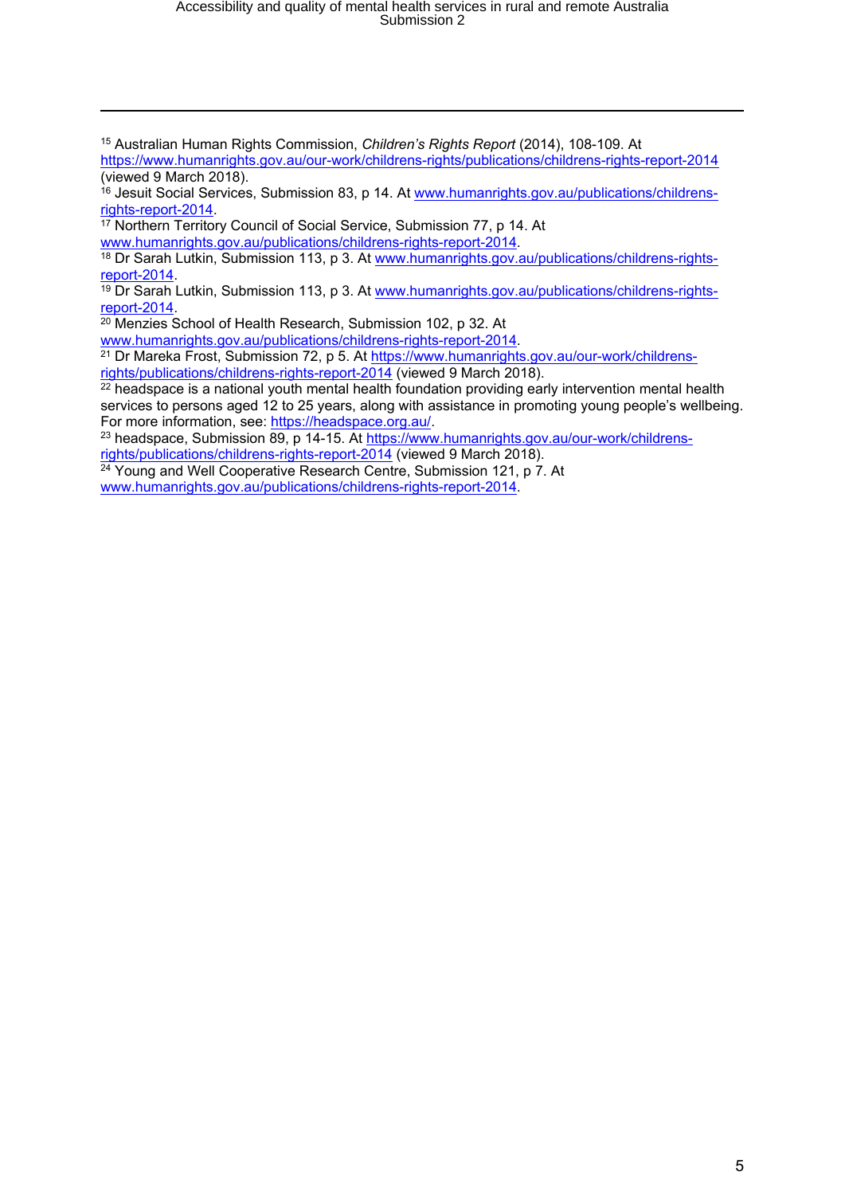[15] Australian Human Rights Commission, *Children's Rights Report* (2014), 108-109. At https://www.humanrights.gov.au/our-work/childrens-rights/publications/childrens-rights-report-2014 (viewed 9 March 2018).

[16] Jesuit Social Services, Submission 83, p 14. At www.humanrights.gov.au/publications/childrens-rights-report-2014.

[17] Northern Territory Council of Social Service, Submission 77, p 14. At www.humanrights.gov.au/publications/childrens-rights-report-2014.

[18] Dr Sarah Lutkin, Submission 113, p 3. At www.humanrights.gov.au/publications/childrens-rights-report-2014.

[19] Dr Sarah Lutkin, Submission 113, p 3. At www.humanrights.gov.au/publications/childrens-rights-report-2014.

[20] Menzies School of Health Research, Submission 102, p 32. At www.humanrights.gov.au/publications/childrens-rights-report-2014.

[21] Dr Mareka Frost, Submission 72, p 5. At https://www.humanrights.gov.au/our-work/childrens-rights/publications/childrens-rights-report-2014 (viewed 9 March 2018).

[22] headspace is a national youth mental health foundation providing early intervention mental health services to persons aged 12 to 25 years, along with assistance in promoting young people's wellbeing. For more information, see: https://headspace.org.au/.

[23] headspace, Submission 89, p 14-15. At https://www.humanrights.gov.au/our-work/childrens-rights/publications/childrens-rights-report-2014 (viewed 9 March 2018).

[24] Young and Well Cooperative Research Centre, Submission 121, p 7. At www.humanrights.gov.au/publications/childrens-rights-report-2014.